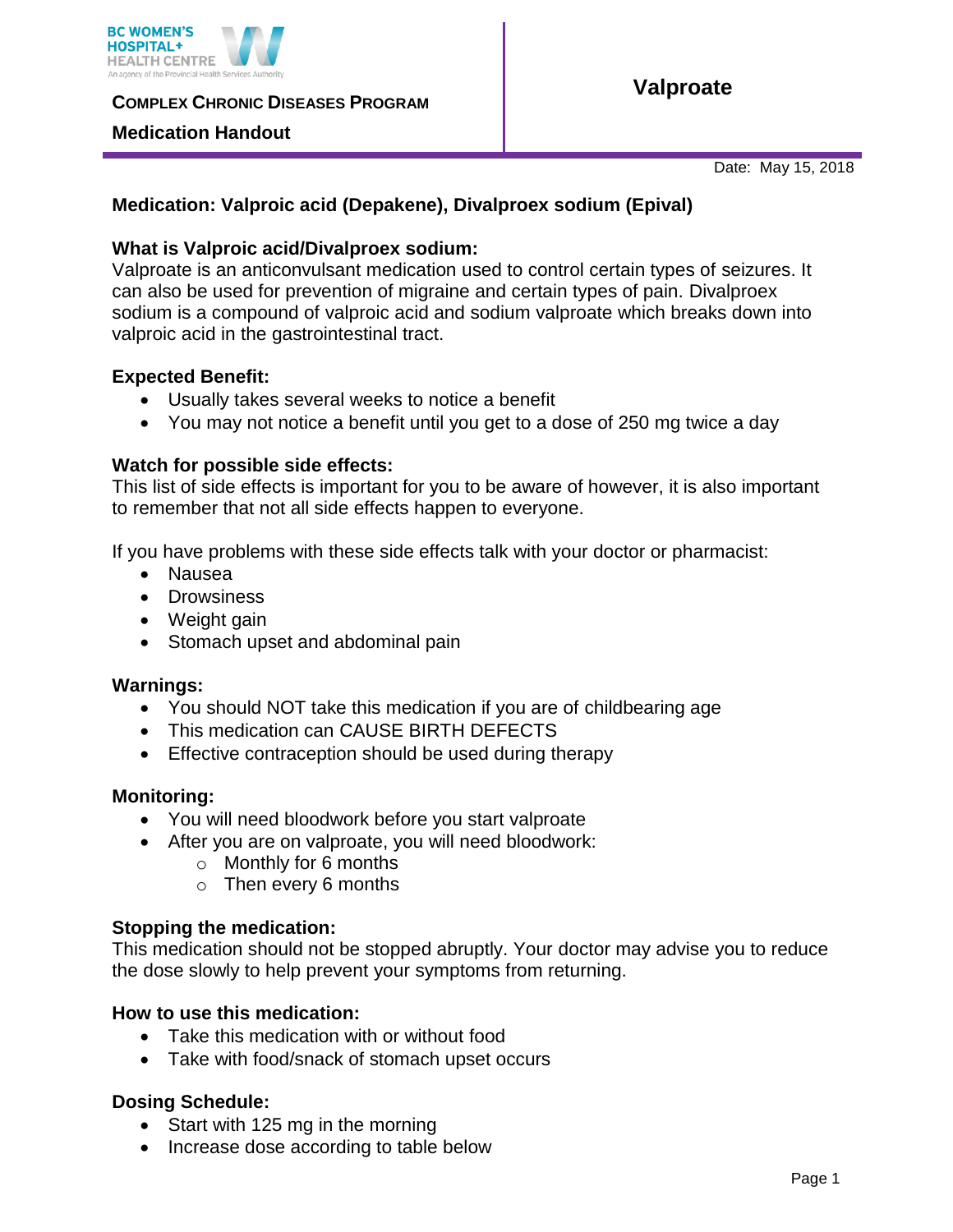BC WOMEN'S HOSPITAL+ HEALTH CENTRE
An agency of the Provincial Health Services Authority

**COMPLEX CHRONIC DISEASES PROGRAM**

**Medication Handout**

# Valproate

Date: May 15, 2018

**Medication: Valproic acid (Depakene), Divalproex sodium (Epival)**

**What is Valproic acid/Divalproex sodium:**
Valproate is an anticonvulsant medication used to control certain types of seizures. It can also be used for prevention of migraine and certain types of pain. Divalproex sodium is a compound of valproic acid and sodium valproate which breaks down into valproic acid in the gastrointestinal tract.

**Expected Benefit:**

- Usually takes several weeks to notice a benefit
- You may not notice a benefit until you get to a dose of 250 mg twice a day

**Watch for possible side effects:**
This list of side effects is important for you to be aware of however, it is also important to remember that not all side effects happen to everyone.

If you have problems with these side effects talk with your doctor or pharmacist:

- Nausea
- Drowsiness
- Weight gain
- Stomach upset and abdominal pain

**Warnings:**

- You should NOT take this medication if you are of childbearing age
- This medication can CAUSE BIRTH DEFECTS
- Effective contraception should be used during therapy

**Monitoring:**

- You will need bloodwork before you start valproate
- After you are on valproate, you will need bloodwork:
  - Monthly for 6 months
  - Then every 6 months

**Stopping the medication:**
This medication should not be stopped abruptly. Your doctor may advise you to reduce the dose slowly to help prevent your symptoms from returning.

**How to use this medication:**

- Take this medication with or without food
- Take with food/snack of stomach upset occurs

**Dosing Schedule:**

- Start with 125 mg in the morning
- Increase dose according to table below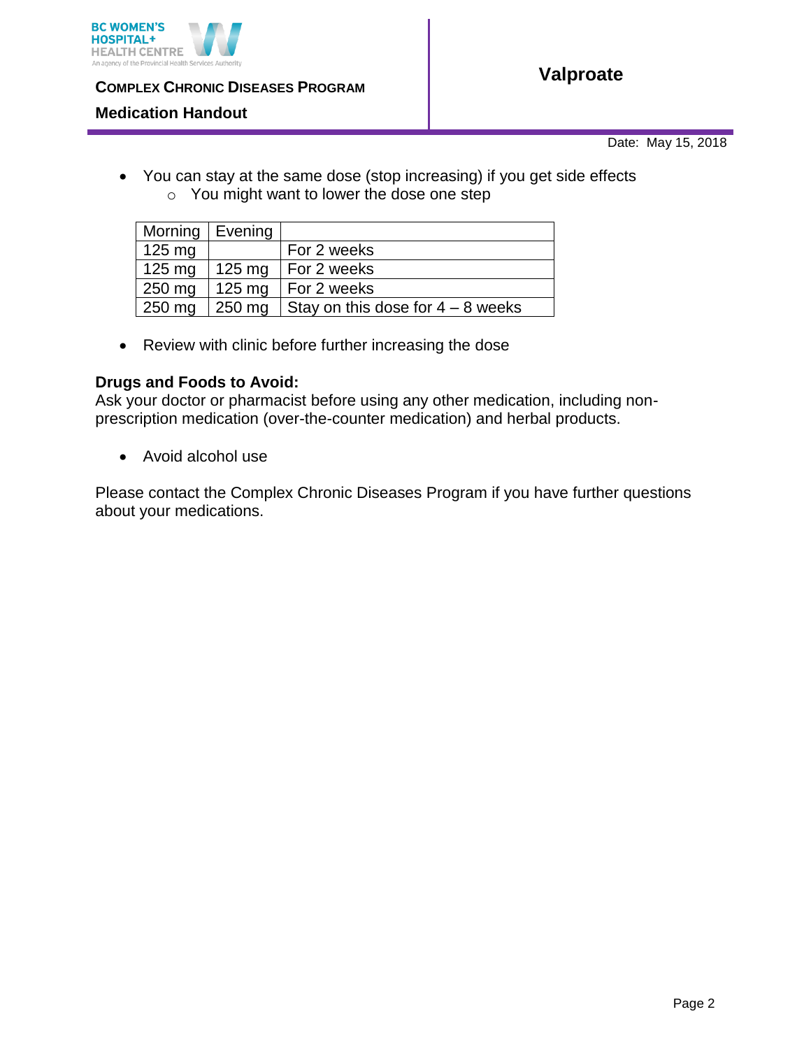- You can stay at the same dose (stop increasing) if you get side effects
  - You might want to lower the dose one step

| Morning | Evening | |
|---|---|---|
| 125 mg | | For 2 weeks |
| 125 mg | 125 mg | For 2 weeks |
| 250 mg | 125 mg | For 2 weeks |
| 250 mg | 250 mg | Stay on this dose for 4 – 8 weeks |

- Review with clinic before further increasing the dose

**Drugs and Foods to Avoid:**
Ask your doctor or pharmacist before using any other medication, including non-prescription medication (over-the-counter medication) and herbal products.

- Avoid alcohol use

Please contact the Complex Chronic Diseases Program if you have further questions about your medications.